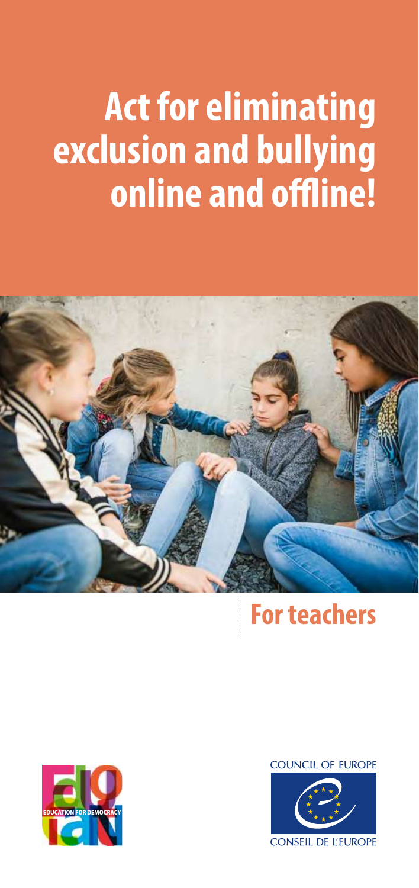# Act for eliminating exclusion and bullying online and offline!

## For teachers

EDUCATION FOR DEMOCRACY

COUNCIL OF EUROPE

CONSEIL DE L'EUROPE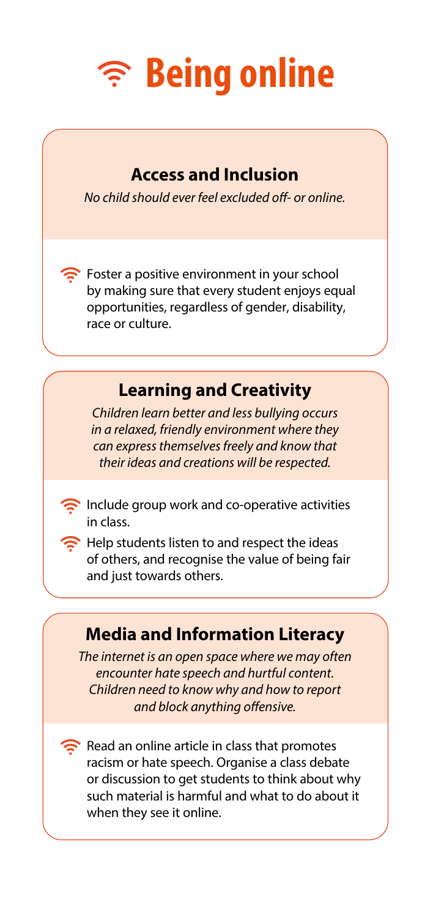# Being online

## Access and Inclusion

*No child should ever feel excluded off- or online.*

- Foster a positive environment in your school by making sure that every student enjoys equal opportunities, regardless of gender, disability, race or culture.

## Learning and Creativity

*Children learn better and less bullying occurs in a relaxed, friendly environment where they can express themselves freely and know that their ideas and creations will be respected.*

- Include group work and co-operative activities in class.
- Help students listen to and respect the ideas of others, and recognise the value of being fair and just towards others.

## Media and Information Literacy

*The internet is an open space where we may often encounter hate speech and hurtful content. Children need to know why and how to report and block anything offensive.*

- Read an online article in class that promotes racism or hate speech. Organise a class debate or discussion to get students to think about why such material is harmful and what to do about it when they see it online.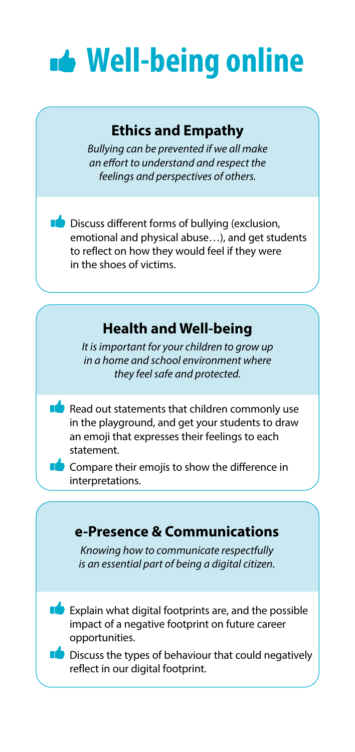# Well-being online

## Ethics and Empathy

*Bullying can be prevented if we all make an effort to understand and respect the feelings and perspectives of others.*

- Discuss different forms of bullying (exclusion, emotional and physical abuse…), and get students to reflect on how they would feel if they were in the shoes of victims.

## Health and Well-being

*It is important for your children to grow up in a home and school environment where they feel safe and protected.*

- Read out statements that children commonly use in the playground, and get your students to draw an emoji that expresses their feelings to each statement.
- Compare their emojis to show the difference in interpretations.

## e-Presence & Communications

*Knowing how to communicate respectfully is an essential part of being a digital citizen.*

- Explain what digital footprints are, and the possible impact of a negative footprint on future career opportunities.
- Discuss the types of behaviour that could negatively reflect in our digital footprint.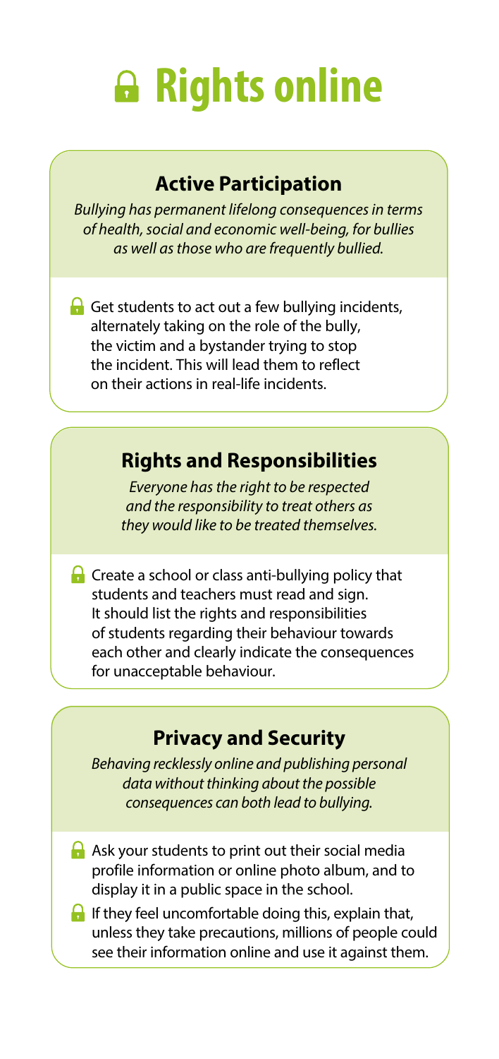# Rights online

## Active Participation

*Bullying has permanent lifelong consequences in terms of health, social and economic well-being, for bullies as well as those who are frequently bullied.*

- Get students to act out a few bullying incidents, alternately taking on the role of the bully, the victim and a bystander trying to stop the incident. This will lead them to reflect on their actions in real-life incidents.

## Rights and Responsibilities

*Everyone has the right to be respected and the responsibility to treat others as they would like to be treated themselves.*

- Create a school or class anti-bullying policy that students and teachers must read and sign. It should list the rights and responsibilities of students regarding their behaviour towards each other and clearly indicate the consequences for unacceptable behaviour.

## Privacy and Security

*Behaving recklessly online and publishing personal data without thinking about the possible consequences can both lead to bullying.*

- Ask your students to print out their social media profile information or online photo album, and to display it in a public space in the school.
- If they feel uncomfortable doing this, explain that, unless they take precautions, millions of people could see their information online and use it against them.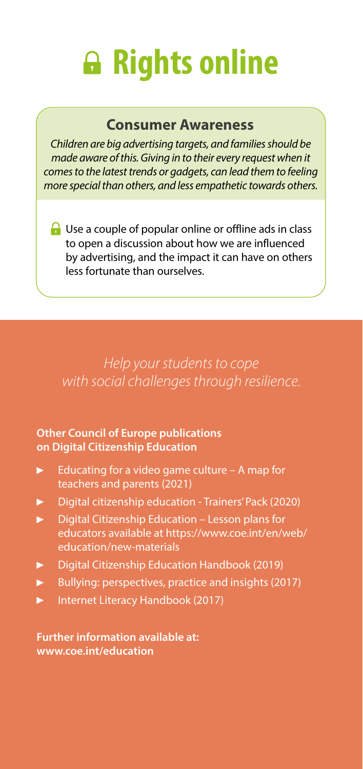# Rights online

## Consumer Awareness

*Children are big advertising targets, and families should be made aware of this. Giving in to their every request when it comes to the latest trends or gadgets, can lead them to feeling more special than others, and less empathetic towards others.*

- Use a couple of popular online or offline ads in class to open a discussion about how we are influenced by advertising, and the impact it can have on others less fortunate than ourselves.

*Help your students to cope with social challenges through resilience.*

**Other Council of Europe publications on Digital Citizenship Education**

- Educating for a video game culture – A map for teachers and parents (2021)
- Digital citizenship education - Trainers' Pack (2020)
- Digital Citizenship Education – Lesson plans for educators available at https://www.coe.int/en/web/education/new-materials
- Digital Citizenship Education Handbook (2019)
- Bullying: perspectives, practice and insights (2017)
- Internet Literacy Handbook (2017)

**Further information available at: www.coe.int/education**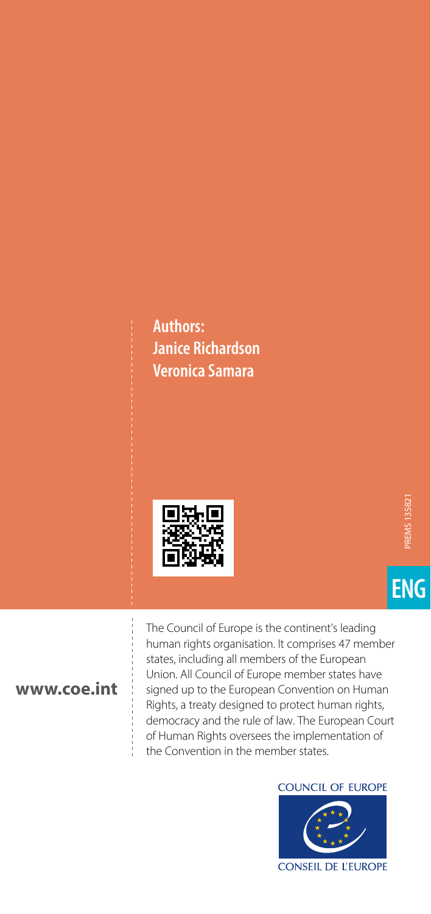**Authors:**
**Janice Richardson**
**Veronica Samara**

PREMS 135821

ENG

**www.coe.int**

The Council of Europe is the continent's leading human rights organisation. It comprises 47 member states, including all members of the European Union. All Council of Europe member states have signed up to the European Convention on Human Rights, a treaty designed to protect human rights, democracy and the rule of law. The European Court of Human Rights oversees the implementation of the Convention in the member states.

COUNCIL OF EUROPE

CONSEIL DE L'EUROPE